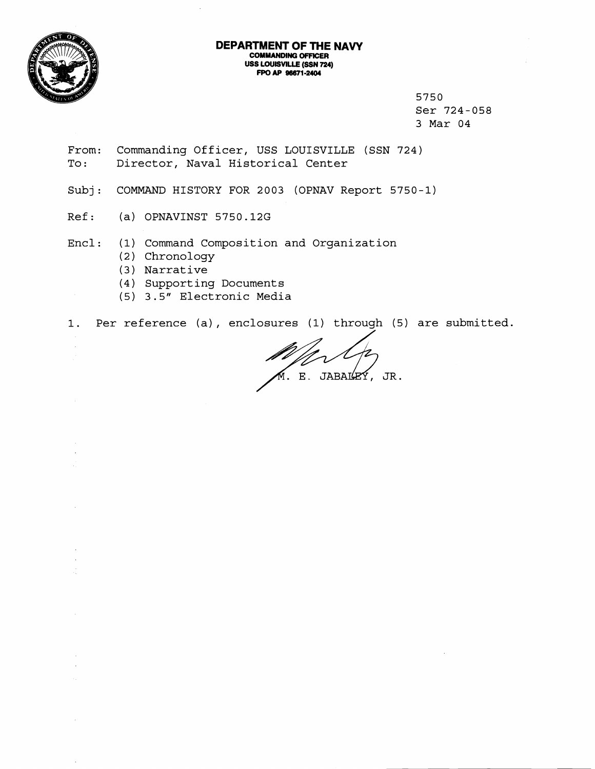# DEPARTMENT OF THE NAVY

**COMMANDING OFFICER**
**USS LOUISVILLE (SSN 724)**
**FPO AP 96671-2404**

5750
Ser 724-058
3 Mar 04

From: Commanding Officer, USS LOUISVILLE (SSN 724)
To: Director, Naval Historical Center

Subj: COMMAND HISTORY FOR 2003 (OPNAV Report 5750-1)

Ref: (a) OPNAVINST 5750.12G

Encl: (1) Command Composition and Organization
(2) Chronology
(3) Narrative
(4) Supporting Documents
(5) 3.5" Electronic Media

1. Per reference (a), enclosures (1) through (5) are submitted.

M. E. JABALEY, JR.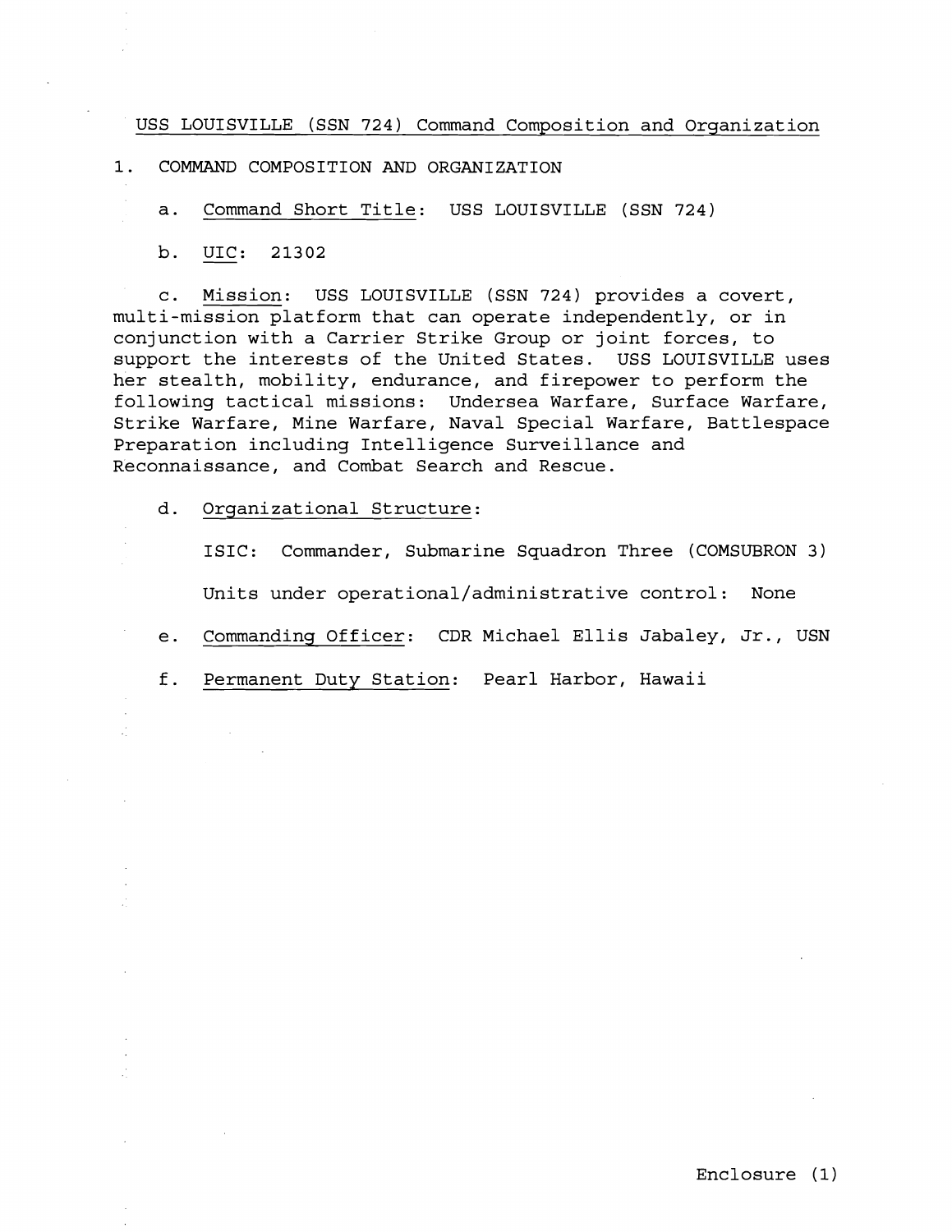# USS LOUISVILLE (SSN 724) Command Composition and Organization

1. COMMAND COMPOSITION AND ORGANIZATION

   a. Command Short Title: USS LOUISVILLE (SSN 724)

   b. UIC: 21302

   c. Mission: USS LOUISVILLE (SSN 724) provides a covert, multi-mission platform that can operate independently, or in conjunction with a Carrier Strike Group or joint forces, to support the interests of the United States. USS LOUISVILLE uses her stealth, mobility, endurance, and firepower to perform the following tactical missions: Undersea Warfare, Surface Warfare, Strike Warfare, Mine Warfare, Naval Special Warfare, Battlespace Preparation including Intelligence Surveillance and Reconnaissance, and Combat Search and Rescue.

   d. Organizational Structure:

      ISIC: Commander, Submarine Squadron Three (COMSUBRON 3)

      Units under operational/administrative control: None

   e. Commanding Officer: CDR Michael Ellis Jabaley, Jr., USN

   f. Permanent Duty Station: Pearl Harbor, Hawaii

Enclosure (1)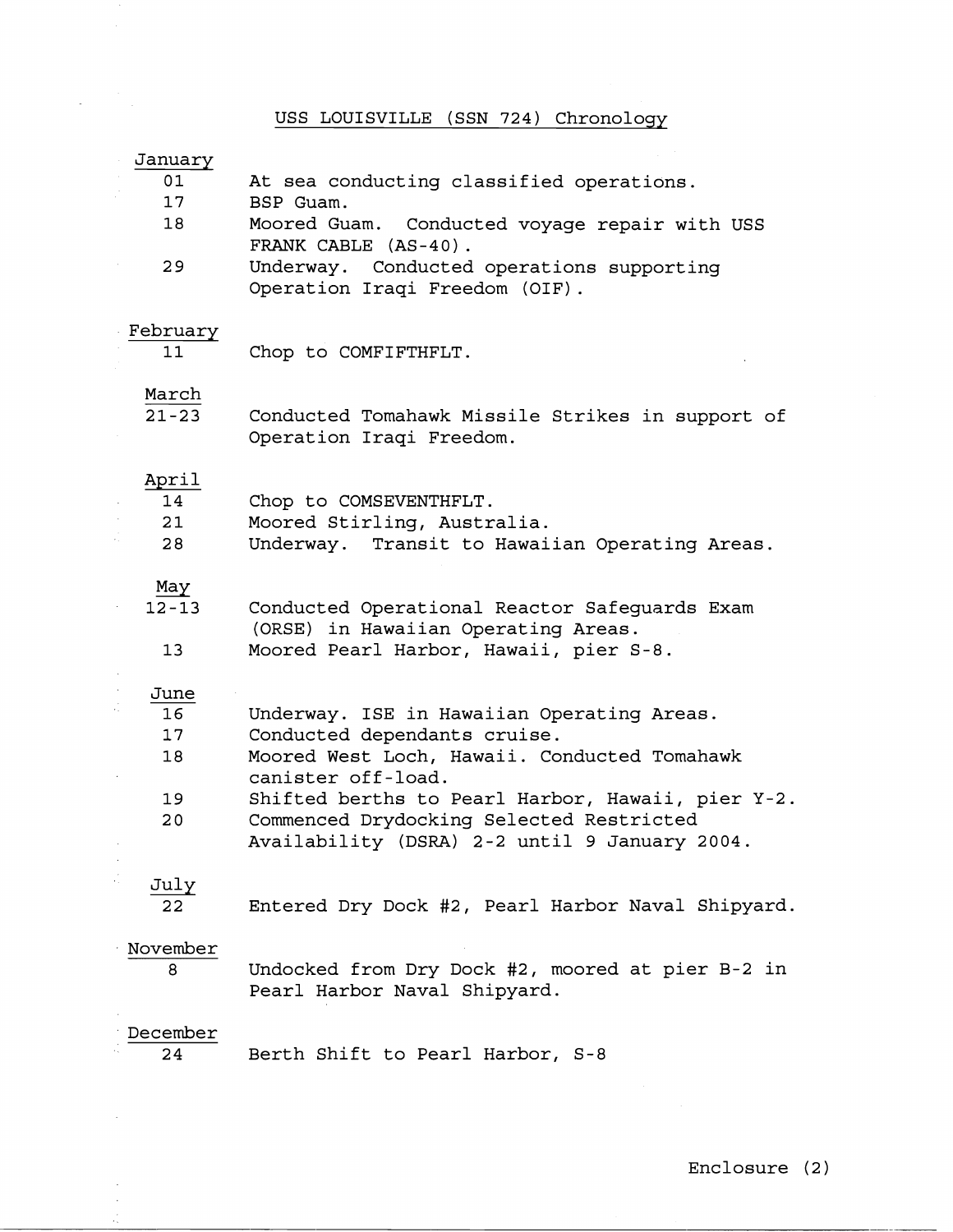# USS LOUISVILLE (SSN 724) Chronology

**January**

| | |
|---|---|
| 01 | At sea conducting classified operations. |
| 17 | BSP Guam. |
| 18 | Moored Guam. Conducted voyage repair with USS FRANK CABLE (AS-40). |
| 29 | Underway. Conducted operations supporting Operation Iraqi Freedom (OIF). |

**February**

| | |
|---|---|
| 11 | Chop to COMFIFTHFLT. |

**March**

| | |
|---|---|
| 21-23 | Conducted Tomahawk Missile Strikes in support of Operation Iraqi Freedom. |

**April**

| | |
|---|---|
| 14 | Chop to COMSEVENTHFLT. |
| 21 | Moored Stirling, Australia. |
| 28 | Underway. Transit to Hawaiian Operating Areas. |

**May**

| | |
|---|---|
| 12-13 | Conducted Operational Reactor Safeguards Exam (ORSE) in Hawaiian Operating Areas. |
| 13 | Moored Pearl Harbor, Hawaii, pier S-8. |

**June**

| | |
|---|---|
| 16 | Underway. ISE in Hawaiian Operating Areas. |
| 17 | Conducted dependants cruise. |
| 18 | Moored West Loch, Hawaii. Conducted Tomahawk canister off-load. |
| 19 | Shifted berths to Pearl Harbor, Hawaii, pier Y-2. |
| 20 | Commenced Drydocking Selected Restricted Availability (DSRA) 2-2 until 9 January 2004. |

**July**

| | |
|---|---|
| 22 | Entered Dry Dock #2, Pearl Harbor Naval Shipyard. |

**November**

| | |
|---|---|
| 8 | Undocked from Dry Dock #2, moored at pier B-2 in Pearl Harbor Naval Shipyard. |

**December**

| | |
|---|---|
| 24 | Berth Shift to Pearl Harbor, S-8 |

Enclosure (2)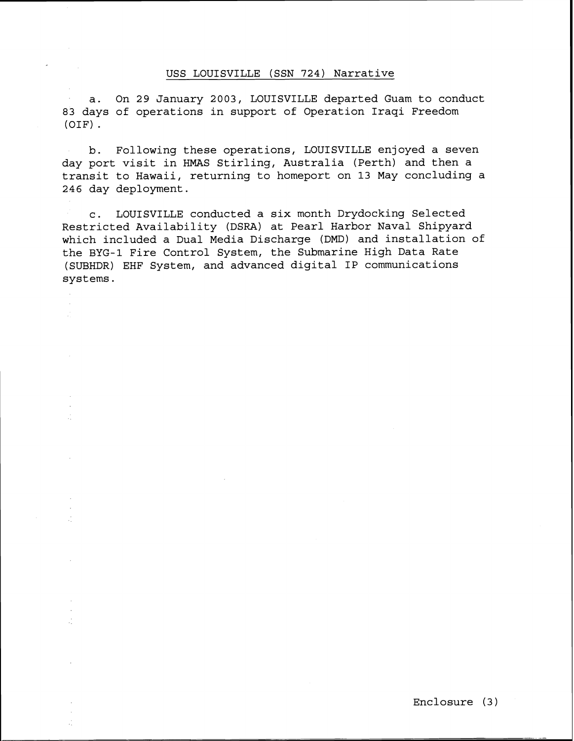USS LOUISVILLE (SSN 724) Narrative

a. On 29 January 2003, LOUISVILLE departed Guam to conduct 83 days of operations in support of Operation Iraqi Freedom (OIF).

b. Following these operations, LOUISVILLE enjoyed a seven day port visit in HMAS Stirling, Australia (Perth) and then a transit to Hawaii, returning to homeport on 13 May concluding a 246 day deployment.

c. LOUISVILLE conducted a six month Drydocking Selected Restricted Availability (DSRA) at Pearl Harbor Naval Shipyard which included a Dual Media Discharge (DMD) and installation of the BYG-1 Fire Control System, the Submarine High Data Rate (SUBHDR) EHF System, and advanced digital IP communications systems.

Enclosure (3)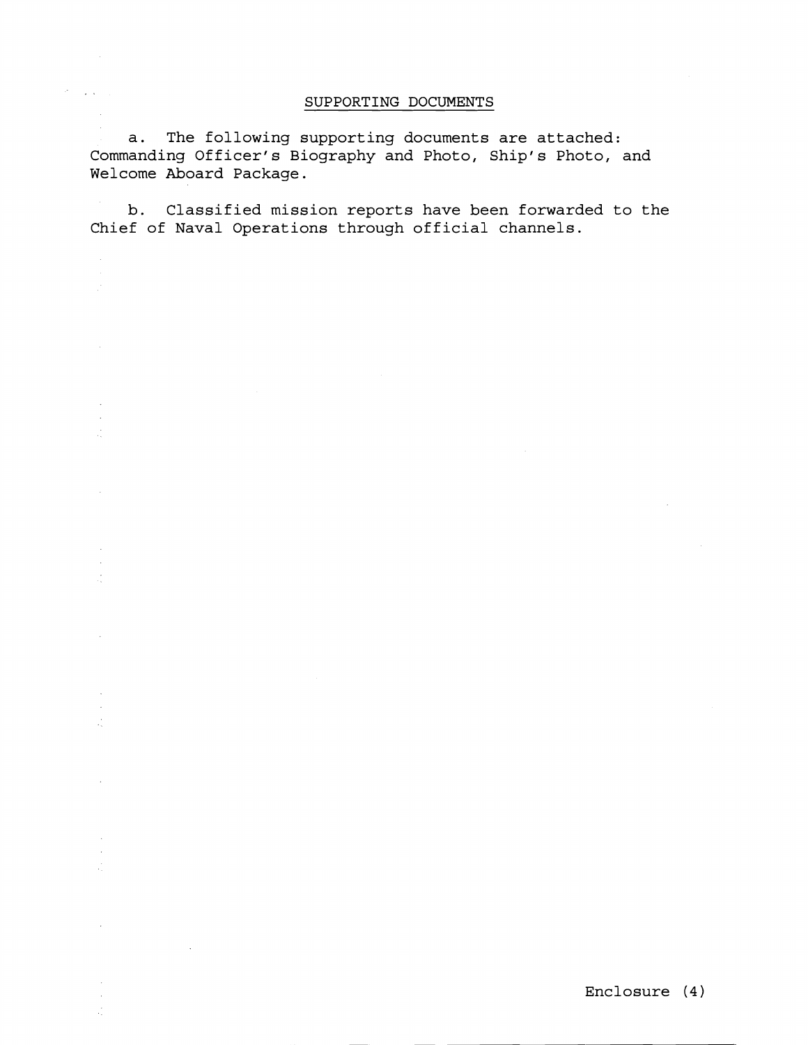## SUPPORTING DOCUMENTS

a. The following supporting documents are attached: Commanding Officer's Biography and Photo, Ship's Photo, and Welcome Aboard Package.

b. Classified mission reports have been forwarded to the Chief of Naval Operations through official channels.

Enclosure (4)